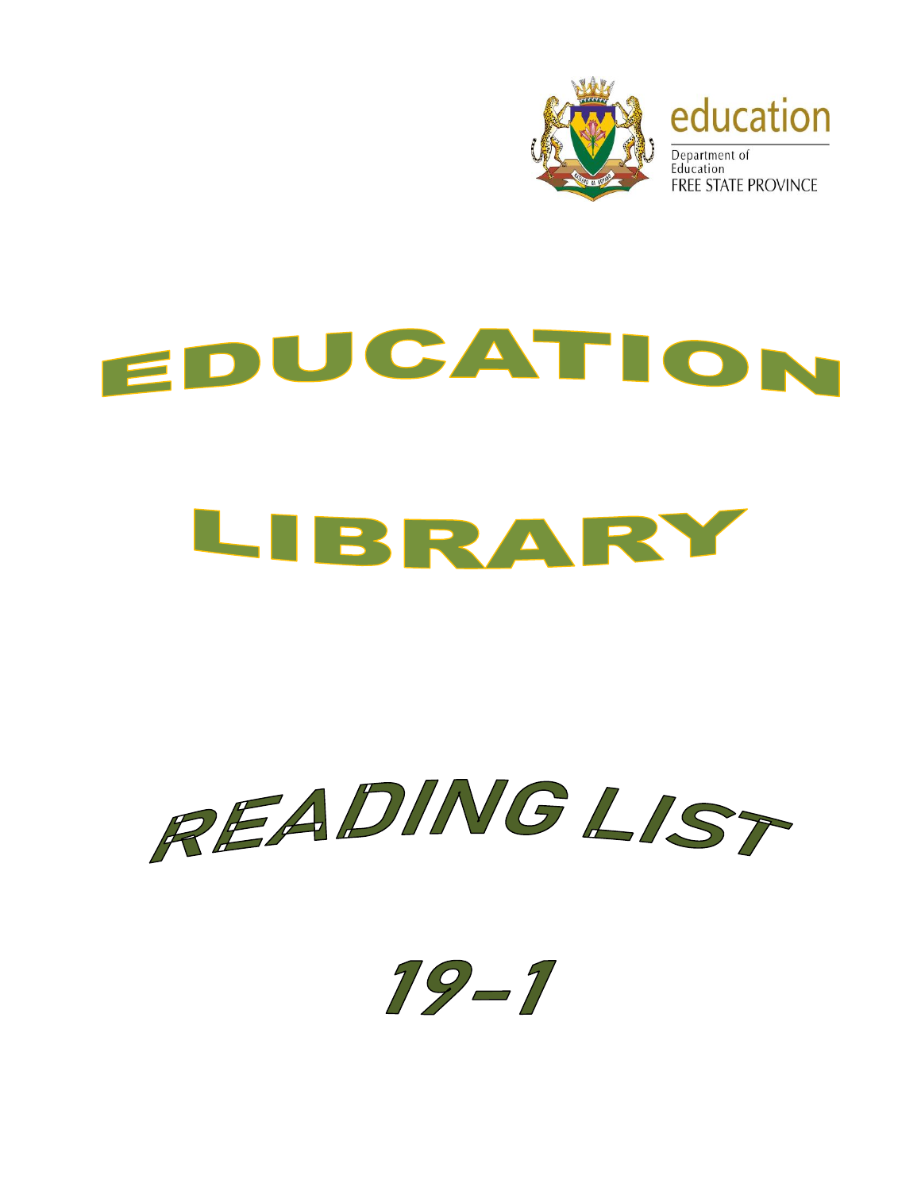education

Department of Education
FREE STATE PROVINCE

# EDUCATION

# LIBRARY

# READING LIST

# 19-1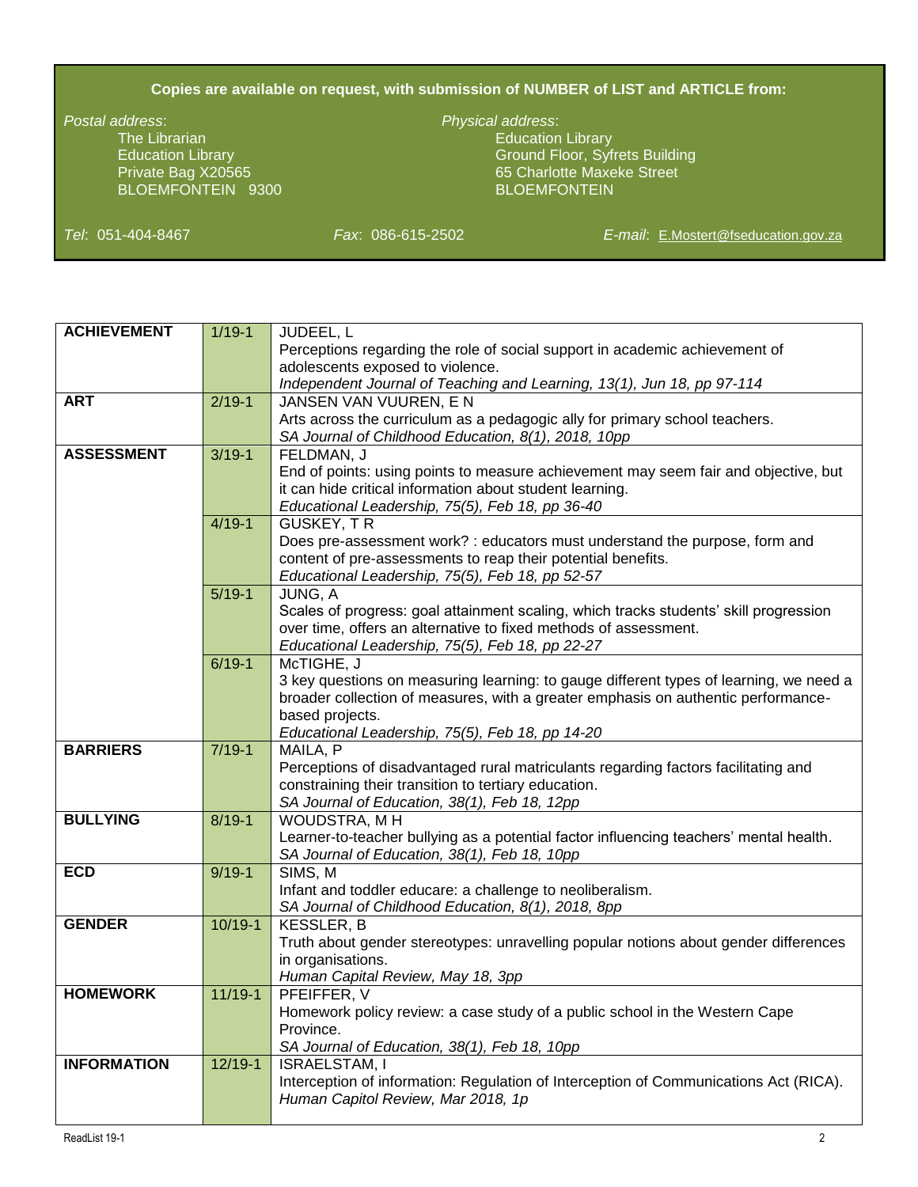**Copies are available on request, with submission of NUMBER of LIST and ARTICLE from:**

*Postal address*:
The Librarian
Education Library
Private Bag X20565
BLOEMFONTEIN 9300

*Physical address*:
Education Library
Ground Floor, Syfrets Building
65 Charlotte Maxeke Street
BLOEMFONTEIN

*Tel*: 051-404-8467    *Fax*: 086-615-2502    *E-mail*: E.Mostert@fseducation.gov.za

| | | |
|---|---|---|
| **ACHIEVEMENT** | 1/19-1 | JUDEEL, L<br>Perceptions regarding the role of social support in academic achievement of adolescents exposed to violence.<br>*Independent Journal of Teaching and Learning, 13(1), Jun 18, pp 97-114* |
| **ART** | 2/19-1 | JANSEN VAN VUUREN, E N<br>Arts across the curriculum as a pedagogic ally for primary school teachers.<br>*SA Journal of Childhood Education, 8(1), 2018, 10pp* |
| **ASSESSMENT** | 3/19-1 | FELDMAN, J<br>End of points: using points to measure achievement may seem fair and objective, but it can hide critical information about student learning.<br>*Educational Leadership, 75(5), Feb 18, pp 36-40* |
| | 4/19-1 | GUSKEY, T R<br>Does pre-assessment work? : educators must understand the purpose, form and content of pre-assessments to reap their potential benefits.<br>*Educational Leadership, 75(5), Feb 18, pp 52-57* |
| | 5/19-1 | JUNG, A<br>Scales of progress: goal attainment scaling, which tracks students' skill progression over time, offers an alternative to fixed methods of assessment.<br>*Educational Leadership, 75(5), Feb 18, pp 22-27* |
| | 6/19-1 | McTIGHE, J<br>3 key questions on measuring learning: to gauge different types of learning, we need a broader collection of measures, with a greater emphasis on authentic performance-based projects.<br>*Educational Leadership, 75(5), Feb 18, pp 14-20* |
| **BARRIERS** | 7/19-1 | MAILA, P<br>Perceptions of disadvantaged rural matriculants regarding factors facilitating and constraining their transition to tertiary education.<br>*SA Journal of Education, 38(1), Feb 18, 12pp* |
| **BULLYING** | 8/19-1 | WOUDSTRA, M H<br>Learner-to-teacher bullying as a potential factor influencing teachers' mental health.<br>*SA Journal of Education, 38(1), Feb 18, 10pp* |
| **ECD** | 9/19-1 | SIMS, M<br>Infant and toddler educare: a challenge to neoliberalism.<br>*SA Journal of Childhood Education, 8(1), 2018, 8pp* |
| **GENDER** | 10/19-1 | KESSLER, B<br>Truth about gender stereotypes: unravelling popular notions about gender differences in organisations.<br>*Human Capital Review, May 18, 3pp* |
| **HOMEWORK** | 11/19-1 | PFEIFFER, V<br>Homework policy review: a case study of a public school in the Western Cape Province.<br>*SA Journal of Education, 38(1), Feb 18, 10pp* |
| **INFORMATION** | 12/19-1 | ISRAELSTAM, I<br>Interception of information: Regulation of Interception of Communications Act (RICA).<br>*Human Capitol Review, Mar 2018, 1p* |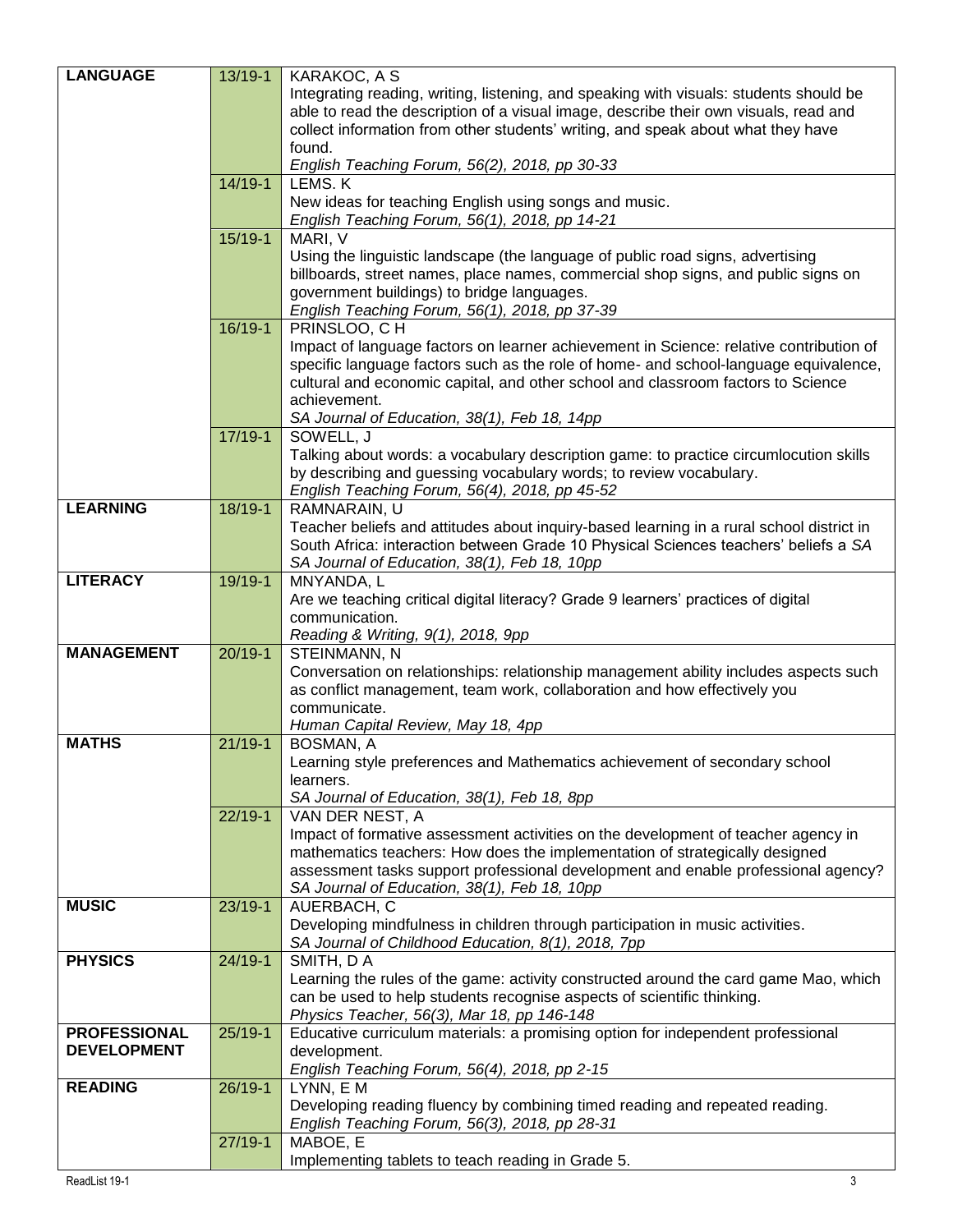| | | |
|---|---|---|
| **LANGUAGE** | 13/19-1 | KARAKOC, A S<br>Integrating reading, writing, listening, and speaking with visuals: students should be able to read the description of a visual image, describe their own visuals, read and collect information from other students' writing, and speak about what they have found.<br>*English Teaching Forum, 56(2), 2018, pp 30-33* |
| | 14/19-1 | LEMS. K<br>New ideas for teaching English using songs and music.<br>*English Teaching Forum, 56(1), 2018, pp 14-21* |
| | 15/19-1 | MARI, V<br>Using the linguistic landscape (the language of public road signs, advertising billboards, street names, place names, commercial shop signs, and public signs on government buildings) to bridge languages.<br>*English Teaching Forum, 56(1), 2018, pp 37-39* |
| | 16/19-1 | PRINSLOO, C H<br>Impact of language factors on learner achievement in Science: relative contribution of specific language factors such as the role of home- and school-language equivalence, cultural and economic capital, and other school and classroom factors to Science achievement.<br>*SA Journal of Education, 38(1), Feb 18, 14pp* |
| | 17/19-1 | SOWELL, J<br>Talking about words: a vocabulary description game: to practice circumlocution skills by describing and guessing vocabulary words; to review vocabulary.<br>*English Teaching Forum, 56(4), 2018, pp 45-52* |
| **LEARNING** | 18/19-1 | RAMNARAIN, U<br>Teacher beliefs and attitudes about inquiry-based learning in a rural school district in South Africa: interaction between Grade 10 Physical Sciences teachers' beliefs a *SA*<br>*SA Journal of Education, 38(1), Feb 18, 10pp* |
| **LITERACY** | 19/19-1 | MNYANDA, L<br>Are we teaching critical digital literacy? Grade 9 learners' practices of digital communication.<br>*Reading & Writing, 9(1), 2018, 9pp* |
| **MANAGEMENT** | 20/19-1 | STEINMANN, N<br>Conversation on relationships: relationship management ability includes aspects such as conflict management, team work, collaboration and how effectively you communicate.<br>*Human Capital Review, May 18, 4pp* |
| **MATHS** | 21/19-1 | BOSMAN, A<br>Learning style preferences and Mathematics achievement of secondary school learners.<br>*SA Journal of Education, 38(1), Feb 18, 8pp* |
| | 22/19-1 | VAN DER NEST, A<br>Impact of formative assessment activities on the development of teacher agency in mathematics teachers: How does the implementation of strategically designed assessment tasks support professional development and enable professional agency?<br>*SA Journal of Education, 38(1), Feb 18, 10pp* |
| **MUSIC** | 23/19-1 | AUERBACH, C<br>Developing mindfulness in children through participation in music activities.<br>*SA Journal of Childhood Education, 8(1), 2018, 7pp* |
| **PHYSICS** | 24/19-1 | SMITH, D A<br>Learning the rules of the game: activity constructed around the card game Mao, which can be used to help students recognise aspects of scientific thinking.<br>*Physics Teacher, 56(3), Mar 18, pp 146-148* |
| **PROFESSIONAL DEVELOPMENT** | 25/19-1 | Educative curriculum materials: a promising option for independent professional development.<br>*English Teaching Forum, 56(4), 2018, pp 2-15* |
| **READING** | 26/19-1 | LYNN, E M<br>Developing reading fluency by combining timed reading and repeated reading.<br>*English Teaching Forum, 56(3), 2018, pp 28-31* |
| | 27/19-1 | MABOE, E<br>Implementing tablets to teach reading in Grade 5. |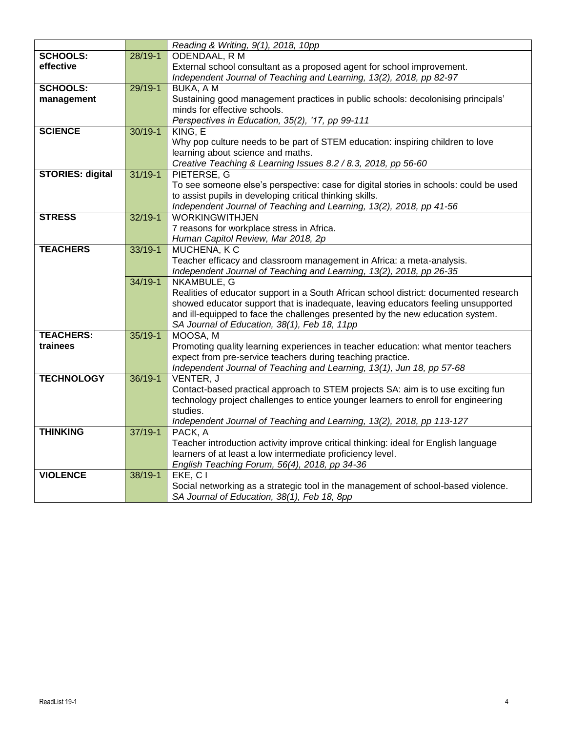| | | |
|---|---|---|
| | | *Reading & Writing, 9(1), 2018, 10pp* |
| **SCHOOLS: effective** | 28/19-1 | ODENDAAL, R M<br>External school consultant as a proposed agent for school improvement.<br>*Independent Journal of Teaching and Learning, 13(2), 2018, pp 82-97* |
| **SCHOOLS: management** | 29/19-1 | BUKA, A M<br>Sustaining good management practices in public schools: decolonising principals' minds for effective schools.<br>*Perspectives in Education, 35(2), '17, pp 99-111* |
| **SCIENCE** | 30/19-1 | KING, E<br>Why pop culture needs to be part of STEM education: inspiring children to love learning about science and maths.<br>*Creative Teaching & Learning Issues 8.2 / 8.3, 2018, pp 56-60* |
| **STORIES: digital** | 31/19-1 | PIETERSE, G<br>To see someone else's perspective: case for digital stories in schools: could be used to assist pupils in developing critical thinking skills.<br>*Independent Journal of Teaching and Learning, 13(2), 2018, pp 41-56* |
| **STRESS** | 32/19-1 | WORKINGWITHJEN<br>7 reasons for workplace stress in Africa.<br>*Human Capitol Review, Mar 2018, 2p* |
| **TEACHERS** | 33/19-1 | MUCHENA, K C<br>Teacher efficacy and classroom management in Africa: a meta-analysis.<br>*Independent Journal of Teaching and Learning, 13(2), 2018, pp 26-35* |
| | 34/19-1 | NKAMBULE, G<br>Realities of educator support in a South African school district: documented research showed educator support that is inadequate, leaving educators feeling unsupported and ill-equipped to face the challenges presented by the new education system.<br>*SA Journal of Education, 38(1), Feb 18, 11pp* |
| **TEACHERS: trainees** | 35/19-1 | MOOSA, M<br>Promoting quality learning experiences in teacher education: what mentor teachers expect from pre-service teachers during teaching practice.<br>*Independent Journal of Teaching and Learning, 13(1), Jun 18, pp 57-68* |
| **TECHNOLOGY** | 36/19-1 | VENTER, J<br>Contact-based practical approach to STEM projects SA: aim is to use exciting fun technology project challenges to entice younger learners to enroll for engineering studies.<br>*Independent Journal of Teaching and Learning, 13(2), 2018, pp 113-127* |
| **THINKING** | 37/19-1 | PACK, A<br>Teacher introduction activity improve critical thinking: ideal for English language learners of at least a low intermediate proficiency level.<br>*English Teaching Forum, 56(4), 2018, pp 34-36* |
| **VIOLENCE** | 38/19-1 | EKE, C I<br>Social networking as a strategic tool in the management of school-based violence.<br>*SA Journal of Education, 38(1), Feb 18, 8pp* |